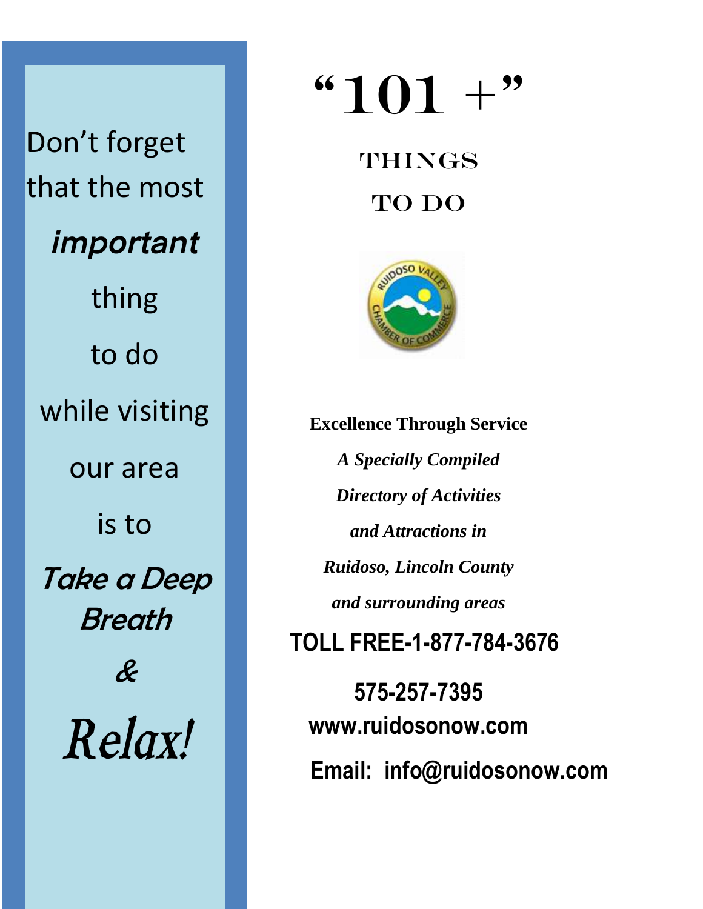# "101 +"

## THINGS

## TO DO

**Excellence Through Service**

***A Specially Compiled***

***Directory of Activities***

***and Attractions in***

***Ruidoso, Lincoln County***

***and surrounding areas***

**TOLL FREE-1-877-784-3676**

**575-257-7395**

**www.ruidosonow.com**

**Email: info@ruidosonow.com**

Don't forget that the most

***important***

thing

to do

while visiting

our area

is to

***Take a Deep Breath***

***&***

***Relax!***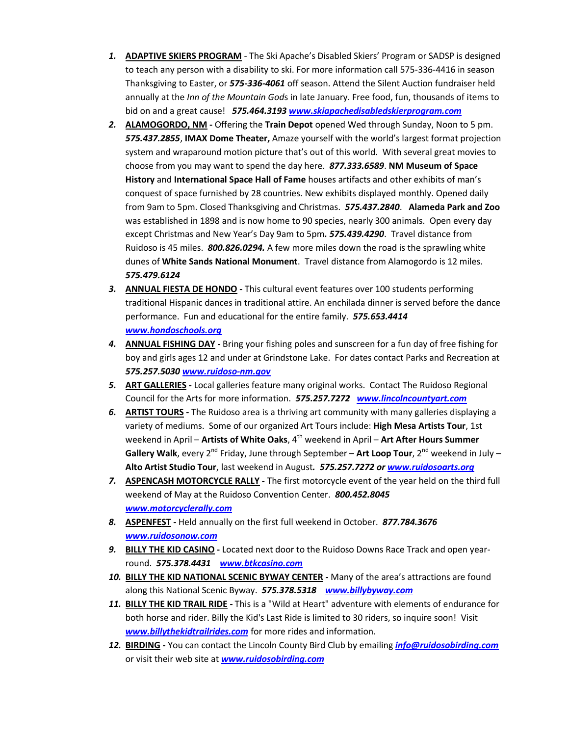1. **ADAPTIVE SKIERS PROGRAM** - The Ski Apache's Disabled Skiers' Program or SADSP is designed to teach any person with a disability to ski. For more information call 575-336-4416 in season Thanksgiving to Easter, or ***575-336-4061*** off season. Attend the Silent Auction fundraiser held annually at the *Inn of the Mountain God*s in late January. Free food, fun, thousands of items to bid on and a great cause! ***575.464.3193*** ***www.skiapachedisabledskierprogram.com***
2. **ALAMOGORDO, NM -** Offering the **Train Depot** opened Wed through Sunday, Noon to 5 pm. ***575.437.2855***, **IMAX Dome Theater,** Amaze yourself with the world's largest format projection system and wraparound motion picture that's out of this world. With several great movies to choose from you may want to spend the day here. ***877.333.6589***. **NM Museum of Space History** and **International Space Hall of Fame** houses artifacts and other exhibits of man's conquest of space furnished by 28 countries. New exhibits displayed monthly. Opened daily from 9am to 5pm. Closed Thanksgiving and Christmas. ***575.437.2840***. **Alameda Park and Zoo** was established in 1898 and is now home to 90 species, nearly 300 animals. Open every day except Christmas and New Year's Day 9am to 5pm**.** ***575.439.4290***. Travel distance from Ruidoso is 45 miles. ***800.826.0294.*** A few more miles down the road is the sprawling white dunes of **White Sands National Monument**. Travel distance from Alamogordo is 12 miles. ***575.479.6124***
3. **ANNUAL FIESTA DE HONDO -** This cultural event features over 100 students performing traditional Hispanic dances in traditional attire. An enchilada dinner is served before the dance performance. Fun and educational for the entire family. ***575.653.4414*** ***www.hondoschools.org***
4. **ANNUAL FISHING DAY -** Bring your fishing poles and sunscreen for a fun day of free fishing for boy and girls ages 12 and under at Grindstone Lake. For dates contact Parks and Recreation at ***575.257.5030*** ***www.ruidoso-nm.gov***
5. **ART GALLERIES -** Local galleries feature many original works. Contact The Ruidoso Regional Council for the Arts for more information. ***575.257.7272*** ***www.lincolncountyart.com***
6. **ARTIST TOURS -** The Ruidoso area is a thriving art community with many galleries displaying a variety of mediums. Some of our organized Art Tours include: **High Mesa Artists Tour**, 1st weekend in April – **Artists of White Oaks**, 4th weekend in April – **Art After Hours Summer Gallery Walk**, every 2nd Friday, June through September – **Art Loop Tour**, 2nd weekend in July – **Alto Artist Studio Tour**, last weekend in August***.*** ***575.257.7272 or*** ***www.ruidosoarts.org***
7. **ASPENCASH MOTORCYCLE RALLY -** The first motorcycle event of the year held on the third full weekend of May at the Ruidoso Convention Center. ***800.452.8045*** ***www.motorcyclerally.com***
8. **ASPENFEST -** Held annually on the first full weekend in October. ***877.784.3676*** ***www.ruidosonow.com***
9. **BILLY THE KID CASINO -** Located next door to the Ruidoso Downs Race Track and open year-round. ***575.378.4431*** ***www.btkcasino.com***
10. **BILLY THE KID NATIONAL SCENIC BYWAY CENTER -** Many of the area's attractions are found along this National Scenic Byway. ***575.378.5318*** ***www.billybyway.com***
11. **BILLY THE KID TRAIL RIDE -** This is a "Wild at Heart" adventure with elements of endurance for both horse and rider. Billy the Kid's Last Ride is limited to 30 riders, so inquire soon! Visit ***www.billythekidtrailrides.com*** for more rides and information.
12. **BIRDING -** You can contact the Lincoln County Bird Club by emailing ***info@ruidosobirding.com*** or visit their web site at ***www.ruidosobirding.com***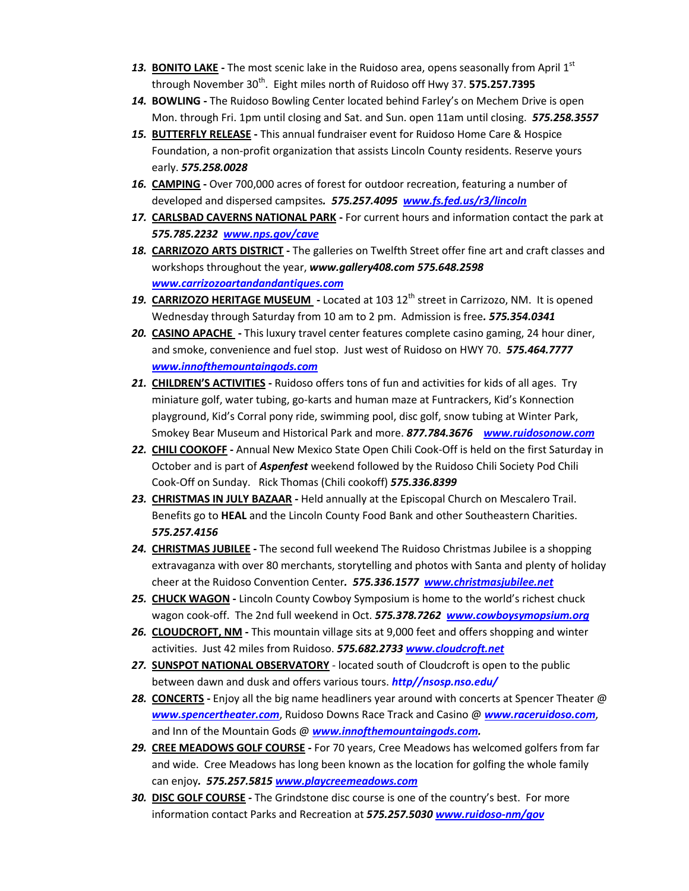13. **BONITO LAKE -** The most scenic lake in the Ruidoso area, opens seasonally from April 1st through November 30th. Eight miles north of Ruidoso off Hwy 37. **575.257.7395**
14. **BOWLING -** The Ruidoso Bowling Center located behind Farley's on Mechem Drive is open Mon. through Fri. 1pm until closing and Sat. and Sun. open 11am until closing. ***575.258.3557***
15. **BUTTERFLY RELEASE -** This annual fundraiser event for Ruidoso Home Care & Hospice Foundation, a non-profit organization that assists Lincoln County residents. Reserve yours early. ***575.258.0028***
16. **CAMPING -** Over 700,000 acres of forest for outdoor recreation, featuring a number of developed and dispersed campsites. ***575.257.4095 www.fs.fed.us/r3/lincoln***
17. **CARLSBAD CAVERNS NATIONAL PARK -** For current hours and information contact the park at ***575.785.2232 www.nps.gov/cave***
18. **CARRIZOZO ARTS DISTRICT -** The galleries on Twelfth Street offer fine art and craft classes and workshops throughout the year, ***www.gallery408.com 575.648.2598 www.carrizozoartandandantiques.com***
19. **CARRIZOZO HERITAGE MUSEUM -** Located at 103 12th street in Carrizozo, NM. It is opened Wednesday through Saturday from 10 am to 2 pm. Admission is free. ***575.354.0341***
20. **CASINO APACHE -** This luxury travel center features complete casino gaming, 24 hour diner, and smoke, convenience and fuel stop. Just west of Ruidoso on HWY 70. ***575.464.7777 www.innofthemountaingods.com***
21. **CHILDREN'S ACTIVITIES -** Ruidoso offers tons of fun and activities for kids of all ages. Try miniature golf, water tubing, go-karts and human maze at Funtrackers, Kid's Konnection playground, Kid's Corral pony ride, swimming pool, disc golf, snow tubing at Winter Park, Smokey Bear Museum and Historical Park and more. ***877.784.3676 www.ruidosonow.com***
22. **CHILI COOKOFF -** Annual New Mexico State Open Chili Cook-Off is held on the first Saturday in October and is part of ***Aspenfest*** weekend followed by the Ruidoso Chili Society Pod Chili Cook-Off on Sunday. Rick Thomas (Chili cookoff) ***575.336.8399***
23. **CHRISTMAS IN JULY BAZAAR -** Held annually at the Episcopal Church on Mescalero Trail. Benefits go to **HEAL** and the Lincoln County Food Bank and other Southeastern Charities. ***575.257.4156***
24. **CHRISTMAS JUBILEE -** The second full weekend The Ruidoso Christmas Jubilee is a shopping extravaganza with over 80 merchants, storytelling and photos with Santa and plenty of holiday cheer at the Ruidoso Convention Center. ***575.336.1577 www.christmasjubilee.net***
25. **CHUCK WAGON -** Lincoln County Cowboy Symposium is home to the world's richest chuck wagon cook-off. The 2nd full weekend in Oct. ***575.378.7262 www.cowboysymopsium.org***
26. **CLOUDCROFT, NM -** This mountain village sits at 9,000 feet and offers shopping and winter activities. Just 42 miles from Ruidoso. ***575.682.2733 www.cloudcroft.net***
27. **SUNSPOT NATIONAL OBSERVATORY** - located south of Cloudcroft is open to the public between dawn and dusk and offers various tours. ***http//nsosp.nso.edu/***
28. **CONCERTS -** Enjoy all the big name headliners year around with concerts at Spencer Theater @ ***www.spencertheater.com***, Ruidoso Downs Race Track and Casino @ ***www.raceruidoso.com***, and Inn of the Mountain Gods @ ***www.innofthemountaingods.com.***
29. **CREE MEADOWS GOLF COURSE -** For 70 years, Cree Meadows has welcomed golfers from far and wide. Cree Meadows has long been known as the location for golfing the whole family can enjoy. ***575.257.5815 www.playcreemeadows.com***
30. **DISC GOLF COURSE -** The Grindstone disc course is one of the country's best. For more information contact Parks and Recreation at ***575.257.5030 www.ruidoso-nm/gov***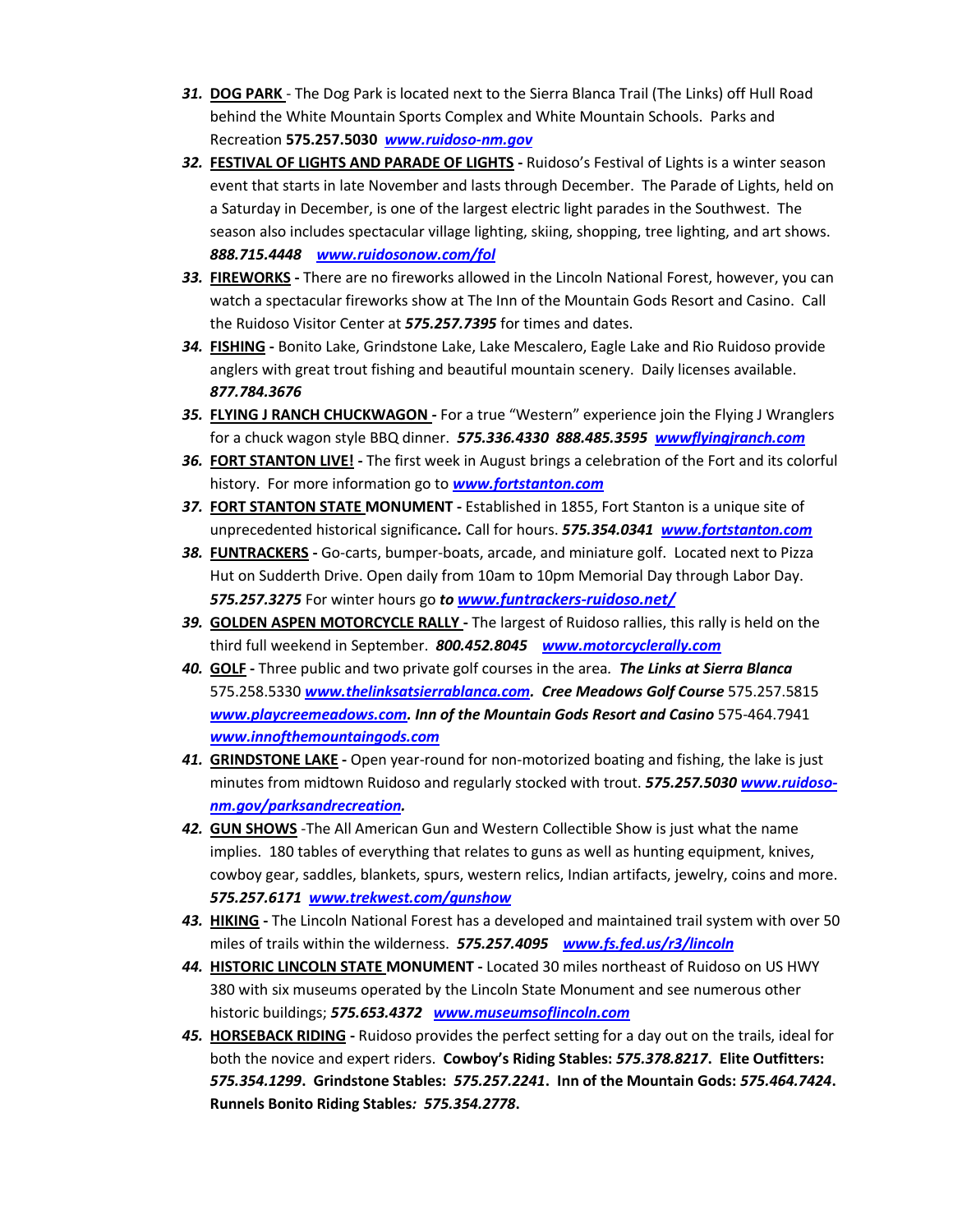31. **DOG PARK** - The Dog Park is located next to the Sierra Blanca Trail (The Links) off Hull Road behind the White Mountain Sports Complex and White Mountain Schools. Parks and Recreation **575.257.5030** ***www.ruidoso-nm.gov***
32. **FESTIVAL OF LIGHTS AND PARADE OF LIGHTS -** Ruidoso's Festival of Lights is a winter season event that starts in late November and lasts through December. The Parade of Lights, held on a Saturday in December, is one of the largest electric light parades in the Southwest. The season also includes spectacular village lighting, skiing, shopping, tree lighting, and art shows. ***888.715.4448*** ***www.ruidosonow.com/fol***
33. **FIREWORKS -** There are no fireworks allowed in the Lincoln National Forest, however, you can watch a spectacular fireworks show at The Inn of the Mountain Gods Resort and Casino. Call the Ruidoso Visitor Center at ***575.257.7395*** for times and dates.
34. **FISHING -** Bonito Lake, Grindstone Lake, Lake Mescalero, Eagle Lake and Rio Ruidoso provide anglers with great trout fishing and beautiful mountain scenery. Daily licenses available. ***877.784.3676***
35. **FLYING J RANCH CHUCKWAGON -** For a true "Western" experience join the Flying J Wranglers for a chuck wagon style BBQ dinner. ***575.336.4330 888.485.3595*** ***wwwflyingjranch.com***
36. **FORT STANTON LIVE! -** The first week in August brings a celebration of the Fort and its colorful history. For more information go to ***www.fortstanton.com***
37. **FORT STANTON STATE MONUMENT -** Established in 1855, Fort Stanton is a unique site of unprecedented historical significance**.** Call for hours. ***575.354.0341*** ***www.fortstanton.com***
38. **FUNTRACKERS -** Go-carts, bumper-boats, arcade, and miniature golf. Located next to Pizza Hut on Sudderth Drive. Open daily from 10am to 10pm Memorial Day through Labor Day. ***575.257.3275*** For winter hours go ***to www.funtrackers-ruidoso.net/***
39. **GOLDEN ASPEN MOTORCYCLE RALLY -** The largest of Ruidoso rallies, this rally is held on the third full weekend in September. ***800.452.8045*** ***www.motorcyclerally.com***
40. **GOLF -** Three public and two private golf courses in the area. ***The Links at Sierra Blanca*** 575.258.5330 ***www.thelinksatsierrablanca.com. Cree Meadows Golf Course*** 575.257.5815 ***www.playcreemeadows.com. Inn of the Mountain Gods Resort and Casino*** 575-464.7941 ***www.innofthemountaingods.com***
41. **GRINDSTONE LAKE -** Open year-round for non-motorized boating and fishing, the lake is just minutes from midtown Ruidoso and regularly stocked with trout. ***575.257.5030 www.ruidoso-nm.gov/parksandrecreation.***
42. **GUN SHOWS** -The All American Gun and Western Collectible Show is just what the name implies. 180 tables of everything that relates to guns as well as hunting equipment, knives, cowboy gear, saddles, blankets, spurs, western relics, Indian artifacts, jewelry, coins and more. ***575.257.6171*** ***www.trekwest.com/gunshow***
43. **HIKING -** The Lincoln National Forest has a developed and maintained trail system with over 50 miles of trails within the wilderness. ***575.257.4095*** ***www.fs.fed.us/r3/lincoln***
44. **HISTORIC LINCOLN STATE MONUMENT -** Located 30 miles northeast of Ruidoso on US HWY 380 with six museums operated by the Lincoln State Monument and see numerous other historic buildings; ***575.653.4372*** ***www.museumsoflincoln.com***
45. **HORSEBACK RIDING -** Ruidoso provides the perfect setting for a day out on the trails, ideal for both the novice and expert riders. **Cowboy's Riding Stables: *575.378.8217*. Elite Outfitters: *575.354.1299*. Grindstone Stables: *575.257.2241*. Inn of the Mountain Gods: *575.464.7424*. Runnels Bonito Riding Stables*: 575.354.2778*.**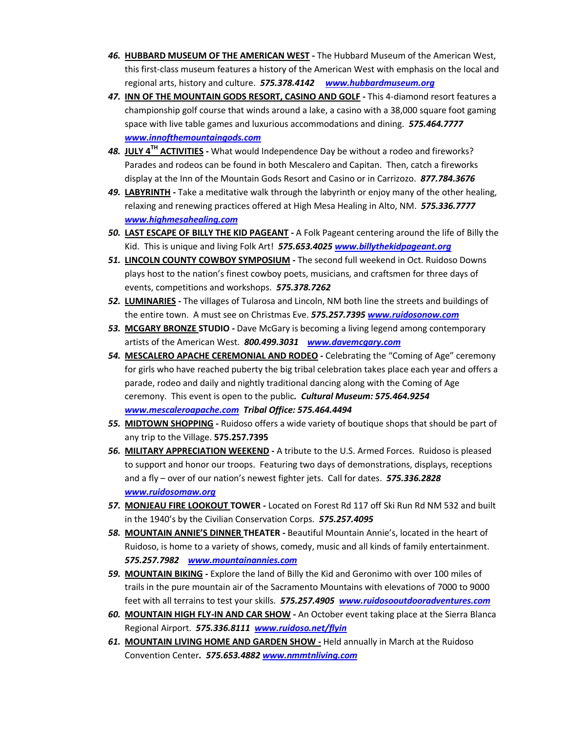46. **HUBBARD MUSEUM OF THE AMERICAN WEST -** The Hubbard Museum of the American West, this first-class museum features a history of the American West with emphasis on the local and regional arts, history and culture. ***575.378.4142*** ***www.hubbardmuseum.org***

47. **INN OF THE MOUNTAIN GODS RESORT, CASINO AND GOLF -** This 4-diamond resort features a championship golf course that winds around a lake, a casino with a 38,000 square foot gaming space with live table games and luxurious accommodations and dining. ***575.464.7777*** ***www.innofthemountaingods.com***

48. **JULY 4TH ACTIVITIES -** What would Independence Day be without a rodeo and fireworks? Parades and rodeos can be found in both Mescalero and Capitan. Then, catch a fireworks display at the Inn of the Mountain Gods Resort and Casino or in Carrizozo. ***877.784.3676***

49. **LABYRINTH -** Take a meditative walk through the labyrinth or enjoy many of the other healing, relaxing and renewing practices offered at High Mesa Healing in Alto, NM. ***575.336.7777*** ***www.highmesahealing.com***

50. **LAST ESCAPE OF BILLY THE KID PAGEANT -** A Folk Pageant centering around the life of Billy the Kid. This is unique and living Folk Art! ***575.653.4025*** ***www.billythekidpageant.org***

51. **LINCOLN COUNTY COWBOY SYMPOSIUM -** The second full weekend in Oct. Ruidoso Downs plays host to the nation's finest cowboy poets, musicians, and craftsmen for three days of events, competitions and workshops. ***575.378.7262***

52. **LUMINARIES -** The villages of Tularosa and Lincoln, NM both line the streets and buildings of the entire town. A must see on Christmas Eve. ***575.257.7395*** ***www.ruidosonow.com***

53. **MCGARY BRONZE STUDIO -** Dave McGary is becoming a living legend among contemporary artists of the American West. ***800.499.3031*** ***www.davemcgary.com***

54. **MESCALERO APACHE CEREMONIAL AND RODEO -** Celebrating the "Coming of Age" ceremony for girls who have reached puberty the big tribal celebration takes place each year and offers a parade, rodeo and daily and nightly traditional dancing along with the Coming of Age ceremony. This event is open to the public. ***Cultural Museum: 575.464.9254*** ***www.mescaleroapache.com*** ***Tribal Office: 575.464.4494***

55. **MIDTOWN SHOPPING -** Ruidoso offers a wide variety of boutique shops that should be part of any trip to the Village. **575.257.7395**

56. **MILITARY APPRECIATION WEEKEND -** A tribute to the U.S. Armed Forces. Ruidoso is pleased to support and honor our troops. Featuring two days of demonstrations, displays, receptions and a fly – over of our nation's newest fighter jets. Call for dates. ***575.336.2828*** ***www.ruidosomaw.org***

57. **MONJEAU FIRE LOOKOUT TOWER -** Located on Forest Rd 117 off Ski Run Rd NM 532 and built in the 1940's by the Civilian Conservation Corps. ***575.257.4095***

58. **MOUNTAIN ANNIE'S DINNER THEATER -** Beautiful Mountain Annie's, located in the heart of Ruidoso, is home to a variety of shows, comedy, music and all kinds of family entertainment. ***575.257.7982*** ***www.mountainannies.com***

59. **MOUNTAIN BIKING -** Explore the land of Billy the Kid and Geronimo with over 100 miles of trails in the pure mountain air of the Sacramento Mountains with elevations of 7000 to 9000 feet with all terrains to test your skills. ***575.257.4905*** ***www.ruidosooutdooradventures.com***

60. **MOUNTAIN HIGH FLY-IN AND CAR SHOW -** An October event taking place at the Sierra Blanca Regional Airport. ***575.336.8111*** ***www.ruidoso.net/flyin***

61. **MOUNTAIN LIVING HOME AND GARDEN SHOW -** Held annually in March at the Ruidoso Convention Center. ***575.653.4882*** ***www.nmmtnliving.com***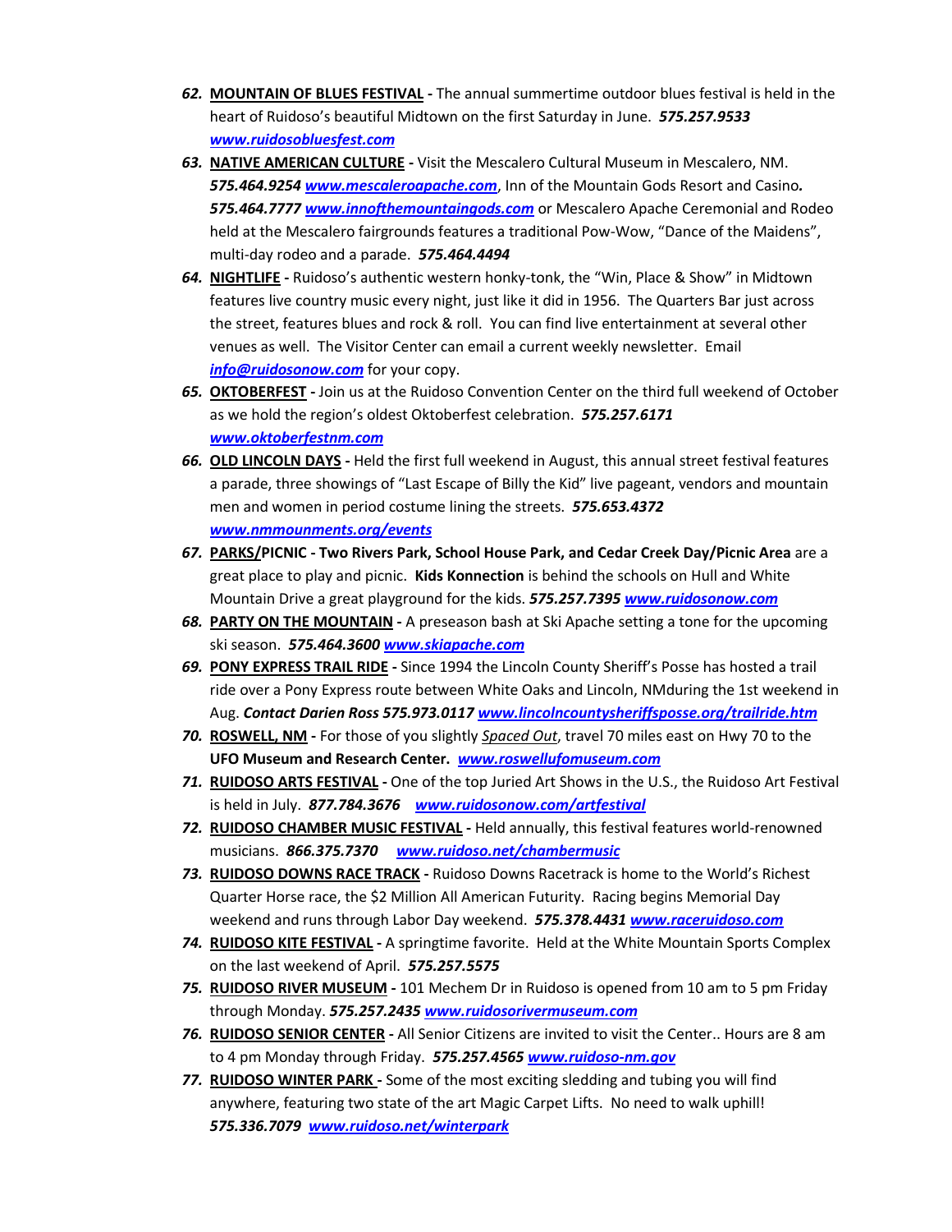62. **MOUNTAIN OF BLUES FESTIVAL -** The annual summertime outdoor blues festival is held in the heart of Ruidoso's beautiful Midtown on the first Saturday in June. ***575.257.9533 www.ruidosobluesfest.com***
63. **NATIVE AMERICAN CULTURE -** Visit the Mescalero Cultural Museum in Mescalero, NM. ***575.464.9254 www.mescaleroapache.com***, Inn of the Mountain Gods Resort and Casino***. 575.464.7777 www.innofthemountaingods.com*** or Mescalero Apache Ceremonial and Rodeo held at the Mescalero fairgrounds features a traditional Pow-Wow, "Dance of the Maidens", multi-day rodeo and a parade. ***575.464.4494***
64. **NIGHTLIFE -** Ruidoso's authentic western honky-tonk, the "Win, Place & Show" in Midtown features live country music every night, just like it did in 1956. The Quarters Bar just across the street, features blues and rock & roll. You can find live entertainment at several other venues as well. The Visitor Center can email a current weekly newsletter. Email ***info@ruidosonow.com*** for your copy.
65. **OKTOBERFEST -** Join us at the Ruidoso Convention Center on the third full weekend of October as we hold the region's oldest Oktoberfest celebration. ***575.257.6171 www.oktoberfestnm.com***
66. **OLD LINCOLN DAYS -** Held the first full weekend in August, this annual street festival features a parade, three showings of "Last Escape of Billy the Kid" live pageant, vendors and mountain men and women in period costume lining the streets. ***575.653.4372 www.nmmounments.org/events***
67. **PARKS/PICNIC - Two Rivers Park, School House Park, and Cedar Creek Day/Picnic Area** are a great place to play and picnic. **Kids Konnection** is behind the schools on Hull and White Mountain Drive a great playground for the kids. ***575.257.7395 www.ruidosonow.com***
68. **PARTY ON THE MOUNTAIN -** A preseason bash at Ski Apache setting a tone for the upcoming ski season. ***575.464.3600 www.skiapache.com***
69. **PONY EXPRESS TRAIL RIDE -** Since 1994 the Lincoln County Sheriff's Posse has hosted a trail ride over a Pony Express route between White Oaks and Lincoln, NMduring the 1st weekend in Aug. ***Contact Darien Ross 575.973.0117 www.lincolncountysheriffsposse.org/trailride.htm***
70. **ROSWELL, NM -** For those of you slightly *Spaced Out*, travel 70 miles east on Hwy 70 to the **UFO Museum and Research Center.** ***www.roswellufomuseum.com***
71. **RUIDOSO ARTS FESTIVAL -** One of the top Juried Art Shows in the U.S., the Ruidoso Art Festival is held in July. ***877.784.3676 www.ruidosonow.com/artfestival***
72. **RUIDOSO CHAMBER MUSIC FESTIVAL -** Held annually, this festival features world-renowned musicians. ***866.375.7370 www.ruidoso.net/chambermusic***
73. **RUIDOSO DOWNS RACE TRACK -** Ruidoso Downs Racetrack is home to the World's Richest Quarter Horse race, the $2 Million All American Futurity. Racing begins Memorial Day weekend and runs through Labor Day weekend. ***575.378.4431 www.raceruidoso.com***
74. **RUIDOSO KITE FESTIVAL -** A springtime favorite. Held at the White Mountain Sports Complex on the last weekend of April. ***575.257.5575***
75. **RUIDOSO RIVER MUSEUM -** 101 Mechem Dr in Ruidoso is opened from 10 am to 5 pm Friday through Monday. ***575.257.2435 www.ruidosorivermuseum.com***
76. **RUIDOSO SENIOR CENTER -** All Senior Citizens are invited to visit the Center.. Hours are 8 am to 4 pm Monday through Friday. ***575.257.4565 www.ruidoso-nm.gov***
77. **RUIDOSO WINTER PARK -** Some of the most exciting sledding and tubing you will find anywhere, featuring two state of the art Magic Carpet Lifts. No need to walk uphill! ***575.336.7079 www.ruidoso.net/winterpark***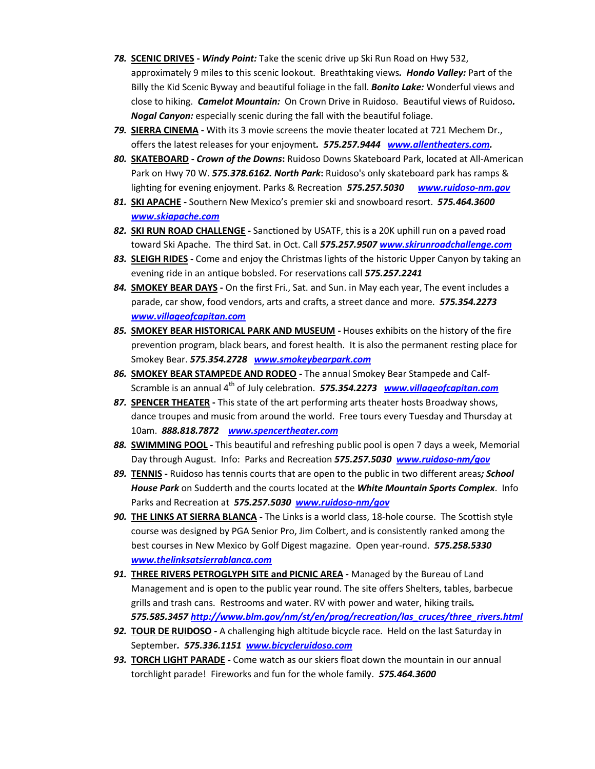78. **SCENIC DRIVES** - ***Windy Point:*** Take the scenic drive up Ski Run Road on Hwy 532, approximately 9 miles to this scenic lookout. Breathtaking views***.*** ***Hondo Valley:*** Part of the Billy the Kid Scenic Byway and beautiful foliage in the fall. ***Bonito Lake:*** Wonderful views and close to hiking. ***Camelot Mountain:*** On Crown Drive in Ruidoso. Beautiful views of Ruidoso***.*** ***Nogal Canyon:*** especially scenic during the fall with the beautiful foliage.
79. **SIERRA CINEMA** - With its 3 movie screens the movie theater located at 721 Mechem Dr., offers the latest releases for your enjoyment***.*** ***575.257.9444*** ***www.allentheaters.com.***
80. **SKATEBOARD** - ***Crown of the Downs*****:** Ruidoso Downs Skateboard Park, located at All-American Park on Hwy 70 W. ***575.378.6162.*** ***North Park*****:** Ruidoso's only skateboard park has ramps & lighting for evening enjoyment. Parks & Recreation ***575.257.5030*** ***www.ruidoso-nm.gov***
81. **SKI APACHE** - Southern New Mexico's premier ski and snowboard resort. ***575.464.3600*** ***www.skiapache.com***
82. **SKI RUN ROAD CHALLENGE** - Sanctioned by USATF, this is a 20K uphill run on a paved road toward Ski Apache. The third Sat. in Oct. Call ***575.257.9507*** ***www.skirunroadchallenge.com***
83. **SLEIGH RIDES** - Come and enjoy the Christmas lights of the historic Upper Canyon by taking an evening ride in an antique bobsled. For reservations call ***575.257.2241***
84. **SMOKEY BEAR DAYS** - On the first Fri., Sat. and Sun. in May each year, The event includes a parade, car show, food vendors, arts and crafts, a street dance and more. ***575.354.2273*** ***www.villageofcapitan.com***
85. **SMOKEY BEAR HISTORICAL PARK AND MUSEUM** - Houses exhibits on the history of the fire prevention program, black bears, and forest health. It is also the permanent resting place for Smokey Bear. ***575.354.2728*** ***www.smokeybearpark.com***
86. **SMOKEY BEAR STAMPEDE AND RODEO** - The annual Smokey Bear Stampede and Calf-Scramble is an annual 4th of July celebration. ***575.354.2273*** ***www.villageofcapitan.com***
87. **SPENCER THEATER** - This state of the art performing arts theater hosts Broadway shows, dance troupes and music from around the world. Free tours every Tuesday and Thursday at 10am. ***888.818.7872*** ***www.spencertheater.com***
88. **SWIMMING POOL** - This beautiful and refreshing public pool is open 7 days a week, Memorial Day through August. Info: Parks and Recreation ***575.257.5030*** ***www.ruidoso-nm/gov***
89. **TENNIS** - Ruidoso has tennis courts that are open to the public in two different areas***;*** ***School House Park*** on Sudderth and the courts located at the ***White Mountain Sports Complex***. Info Parks and Recreation at ***575.257.5030*** ***www.ruidoso-nm/gov***
90. **THE LINKS AT SIERRA BLANCA** - The Links is a world class, 18-hole course. The Scottish style course was designed by PGA Senior Pro, Jim Colbert, and is consistently ranked among the best courses in New Mexico by Golf Digest magazine. Open year-round. ***575.258.5330*** ***www.thelinksatsierrablanca.com***
91. **THREE RIVERS PETROGLYPH SITE and PICNIC AREA** - Managed by the Bureau of Land Management and is open to the public year round. The site offers Shelters, tables, barbecue grills and trash cans. Restrooms and water. RV with power and water, hiking trails***.*** ***575.585.3457*** ***http://www.blm.gov/nm/st/en/prog/recreation/las_cruces/three_rivers.html***
92. **TOUR DE RUIDOSO** - A challenging high altitude bicycle race. Held on the last Saturday in September***.*** ***575.336.1151*** ***www.bicycleruidoso.com***
93. **TORCH LIGHT PARADE** - Come watch as our skiers float down the mountain in our annual torchlight parade! Fireworks and fun for the whole family. ***575.464.3600***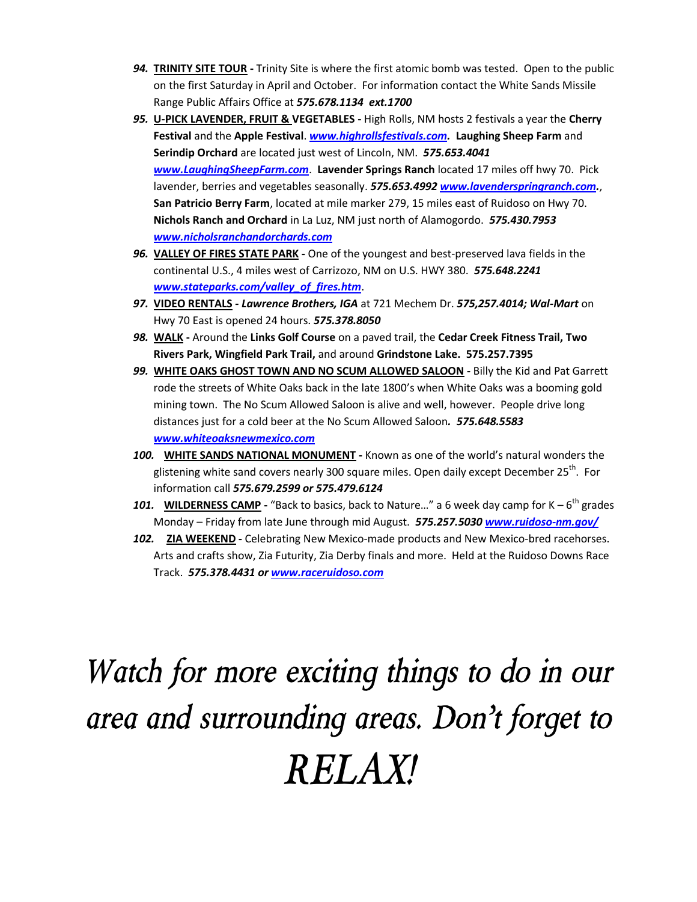94. **TRINITY SITE TOUR -** Trinity Site is where the first atomic bomb was tested. Open to the public on the first Saturday in April and October. For information contact the White Sands Missile Range Public Affairs Office at ***575.678.1134 ext.1700***

95. **U-PICK LAVENDER, FRUIT & VEGETABLES -** High Rolls, NM hosts 2 festivals a year the **Cherry Festival** and the **Apple Festival**. ***www.highrollsfestivals.com*.** **Laughing Sheep Farm** and **Serindip Orchard** are located just west of Lincoln, NM. ***575.653.4041*** ***www.LaughingSheepFarm.com***. **Lavender Springs Ranch** located 17 miles off hwy 70. Pick lavender, berries and vegetables seasonally. ***575.653.4992 www.lavenderspringranch.com*.**, **San Patricio Berry Farm**, located at mile marker 279, 15 miles east of Ruidoso on Hwy 70. **Nichols Ranch and Orchard** in La Luz, NM just north of Alamogordo. ***575.430.7953*** ***www.nicholsranchandorchards.com***

96. **VALLEY OF FIRES STATE PARK -** One of the youngest and best-preserved lava fields in the continental U.S., 4 miles west of Carrizozo, NM on U.S. HWY 380. ***575.648.2241*** ***www.stateparks.com/valley_of_fires.htm***.

97. **VIDEO RENTALS -** ***Lawrence Brothers, IGA*** at 721 Mechem Dr. ***575,257.4014; Wal-Mart*** on Hwy 70 East is opened 24 hours. ***575.378.8050***

98. **WALK -** Around the **Links Golf Course** on a paved trail, the **Cedar Creek Fitness Trail, Two Rivers Park, Wingfield Park Trail,** and around **Grindstone Lake. 575.257.7395**

99. **WHITE OAKS GHOST TOWN AND NO SCUM ALLOWED SALOON -** Billy the Kid and Pat Garrett rode the streets of White Oaks back in the late 1800's when White Oaks was a booming gold mining town. The No Scum Allowed Saloon is alive and well, however. People drive long distances just for a cold beer at the No Scum Allowed Saloon***. 575.648.5583*** ***www.whiteoaksnewmexico.com***

100. **WHITE SANDS NATIONAL MONUMENT -** Known as one of the world's natural wonders the glistening white sand covers nearly 300 square miles. Open daily except December 25th. For information call ***575.679.2599 or 575.479.6124***

101. **WILDERNESS CAMP -** "Back to basics, back to Nature…" a 6 week day camp for K – 6th grades Monday – Friday from late June through mid August. ***575.257.5030 www.ruidoso-nm.gov/***

102. **ZIA WEEKEND -** Celebrating New Mexico-made products and New Mexico-bred racehorses. Arts and crafts show, Zia Futurity, Zia Derby finals and more. Held at the Ruidoso Downs Race Track. ***575.378.4431 or www.raceruidoso.com***

*Watch for more exciting things to do in our area and surrounding areas. Don't forget to RELAX!*